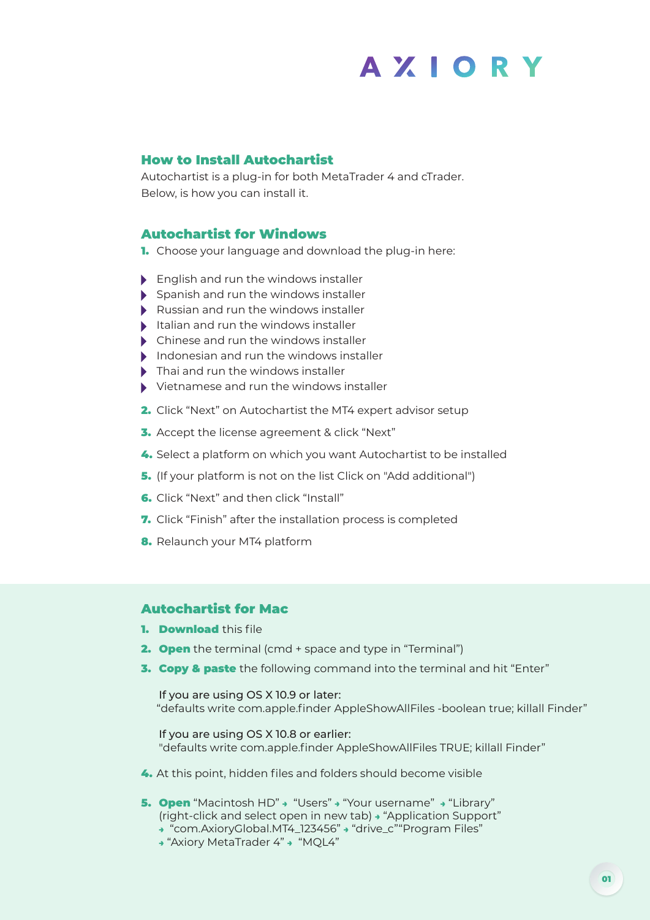# AXIORY

## How to Install Autochartist

Autochartist is a plug-in for both MetaTrader 4 and cTrader.
Below, is how you can install it.

## Autochartist for Windows

1. Choose your language and download the plug-in here:

- English and run the windows installer
- Spanish and run the windows installer
- Russian and run the windows installer
- Italian and run the windows installer
- Chinese and run the windows installer
- Indonesian and run the windows installer
- Thai and run the windows installer
- Vietnamese and run the windows installer

2. Click “Next” on Autochartist the MT4 expert advisor setup
3. Accept the license agreement & click “Next”
4. Select a platform on which you want Autochartist to be installed
5. (If your platform is not on the list Click on "Add additional")
6. Click “Next” and then click “Install”
7. Click “Finish” after the installation process is completed
8. Relaunch your MT4 platform

## Autochartist for Mac

1. **Download** this file
2. **Open** the terminal (cmd + space and type in “Terminal”)
3. **Copy & paste** the following command into the terminal and hit “Enter”

   If you are using OS X 10.9 or later:
   “defaults write com.apple.finder AppleShowAllFiles -boolean true; killall Finder”

   If you are using OS X 10.8 or earlier:
   "defaults write com.apple.finder AppleShowAllFiles TRUE; killall Finder”

4. At this point, hidden files and folders should become visible
5. **Open** “Macintosh HD” → “Users” → “Your username” → “Library” (right-click and select open in new tab) → “Application Support” → “com.AxioryGlobal.MT4_123456” → “drive_c”“Program Files” → “Axiory MetaTrader 4” → “MQL4”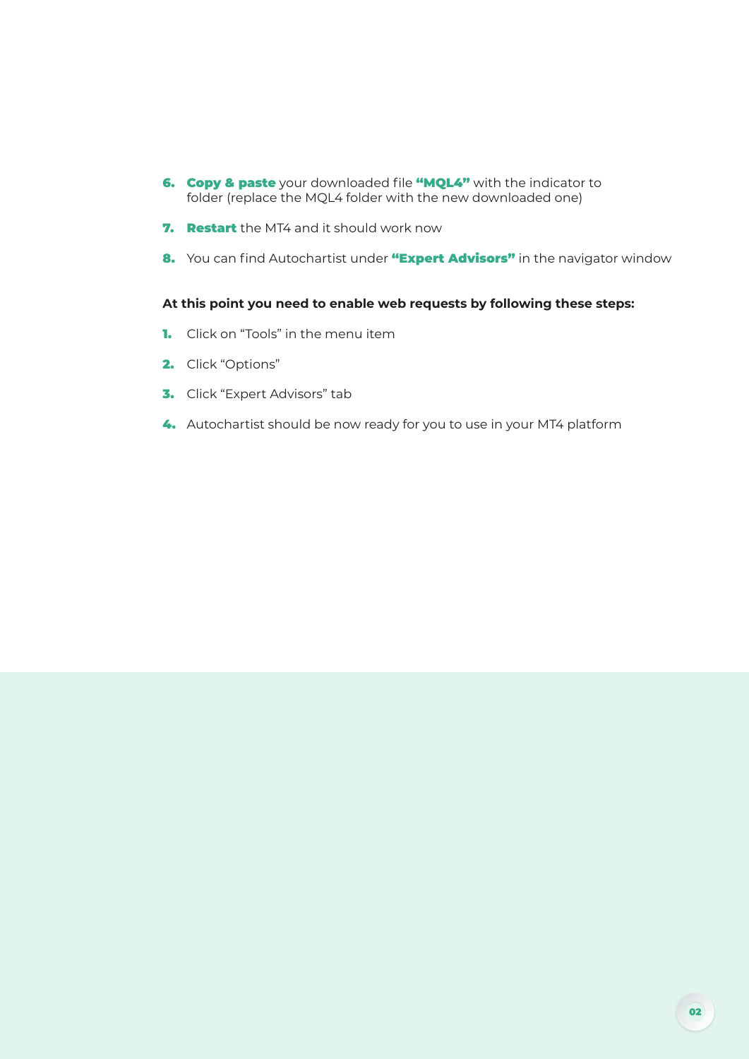6. **Copy & paste** your downloaded file **"MQL4"** with the indicator to folder (replace the MQL4 folder with the new downloaded one)
7. **Restart** the MT4 and it should work now
8. You can find Autochartist under **"Expert Advisors"** in the navigator window

**At this point you need to enable web requests by following these steps:**

1. Click on "Tools" in the menu item
2. Click "Options"
3. Click "Expert Advisors" tab
4. Autochartist should be now ready for you to use in your MT4 platform